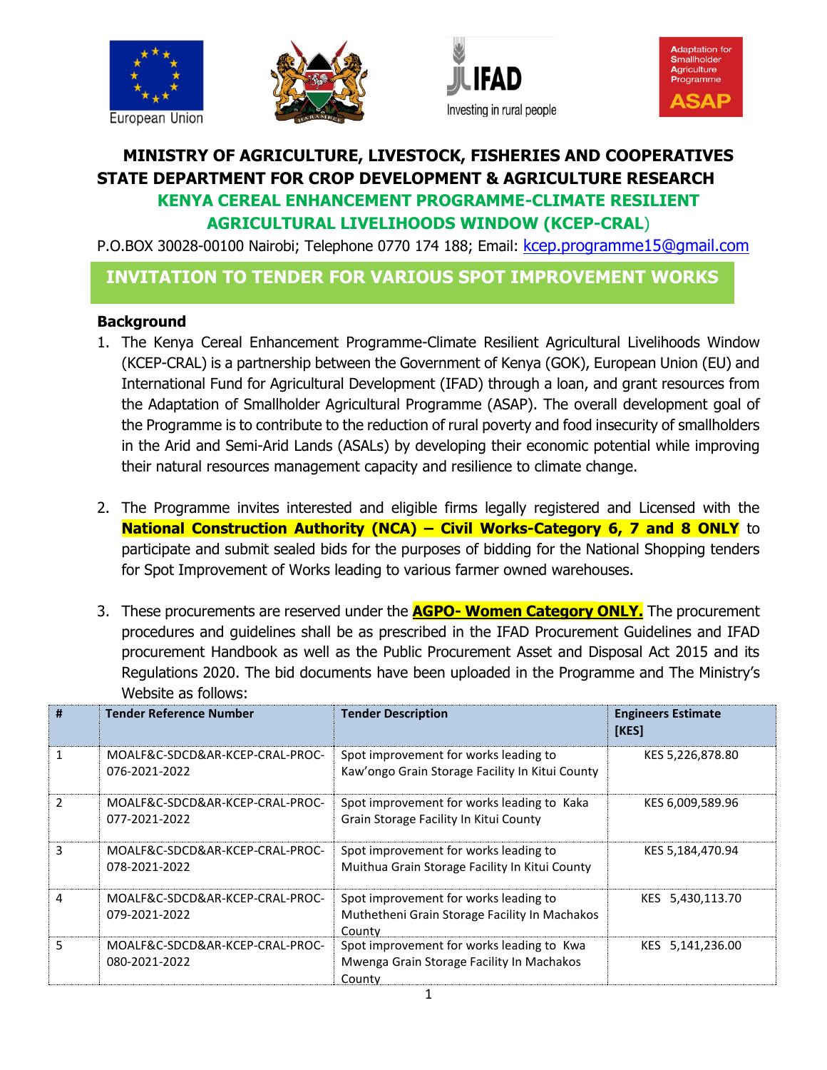# MINISTRY OF AGRICULTURE, LIVESTOCK, FISHERIES AND COOPERATIVES

## STATE DEPARTMENT FOR CROP DEVELOPMENT & AGRICULTURE RESEARCH

## KENYA CEREAL ENHANCEMENT PROGRAMME-CLIMATE RESILIENT AGRICULTURAL LIVELIHOODS WINDOW (KCEP-CRAL)

P.O.BOX 30028-00100 Nairobi; Telephone 0770 174 188; Email: kcep.programme15@gmail.com

## INVITATION TO TENDER FOR VARIOUS SPOT IMPROVEMENT WORKS

### Background

1. The Kenya Cereal Enhancement Programme-Climate Resilient Agricultural Livelihoods Window (KCEP-CRAL) is a partnership between the Government of Kenya (GOK), European Union (EU) and International Fund for Agricultural Development (IFAD) through a loan, and grant resources from the Adaptation of Smallholder Agricultural Programme (ASAP). The overall development goal of the Programme is to contribute to the reduction of rural poverty and food insecurity of smallholders in the Arid and Semi-Arid Lands (ASALs) by developing their economic potential while improving their natural resources management capacity and resilience to climate change.

2. The Programme invites interested and eligible firms legally registered and Licensed with the **National Construction Authority (NCA) – Civil Works-Category 6, 7 and 8 ONLY** to participate and submit sealed bids for the purposes of bidding for the National Shopping tenders for Spot Improvement of Works leading to various farmer owned warehouses.

3. These procurements are reserved under the **AGPO- Women Category ONLY.** The procurement procedures and guidelines shall be as prescribed in the IFAD Procurement Guidelines and IFAD procurement Handbook as well as the Public Procurement Asset and Disposal Act 2015 and its Regulations 2020. The bid documents have been uploaded in the Programme and The Ministry's Website as follows:

| # | Tender Reference Number | Tender Description | Engineers Estimate [KES] |
|---|---|---|---|
| 1 | MOALF&C-SDCD&AR-KCEP-CRAL-PROC-076-2021-2022 | Spot improvement for works leading to Kaw'ongo Grain Storage Facility In Kitui County | KES 5,226,878.80 |
| 2 | MOALF&C-SDCD&AR-KCEP-CRAL-PROC-077-2021-2022 | Spot improvement for works leading to Kaka Grain Storage Facility In Kitui County | KES 6,009,589.96 |
| 3 | MOALF&C-SDCD&AR-KCEP-CRAL-PROC-078-2021-2022 | Spot improvement for works leading to Muithua Grain Storage Facility In Kitui County | KES 5,184,470.94 |
| 4 | MOALF&C-SDCD&AR-KCEP-CRAL-PROC-079-2021-2022 | Spot improvement for works leading to Muthetheni Grain Storage Facility In Machakos County | KES 5,430,113.70 |
| 5 | MOALF&C-SDCD&AR-KCEP-CRAL-PROC-080-2021-2022 | Spot improvement for works leading to Kwa Mwenga Grain Storage Facility In Machakos County | KES 5,141,236.00 |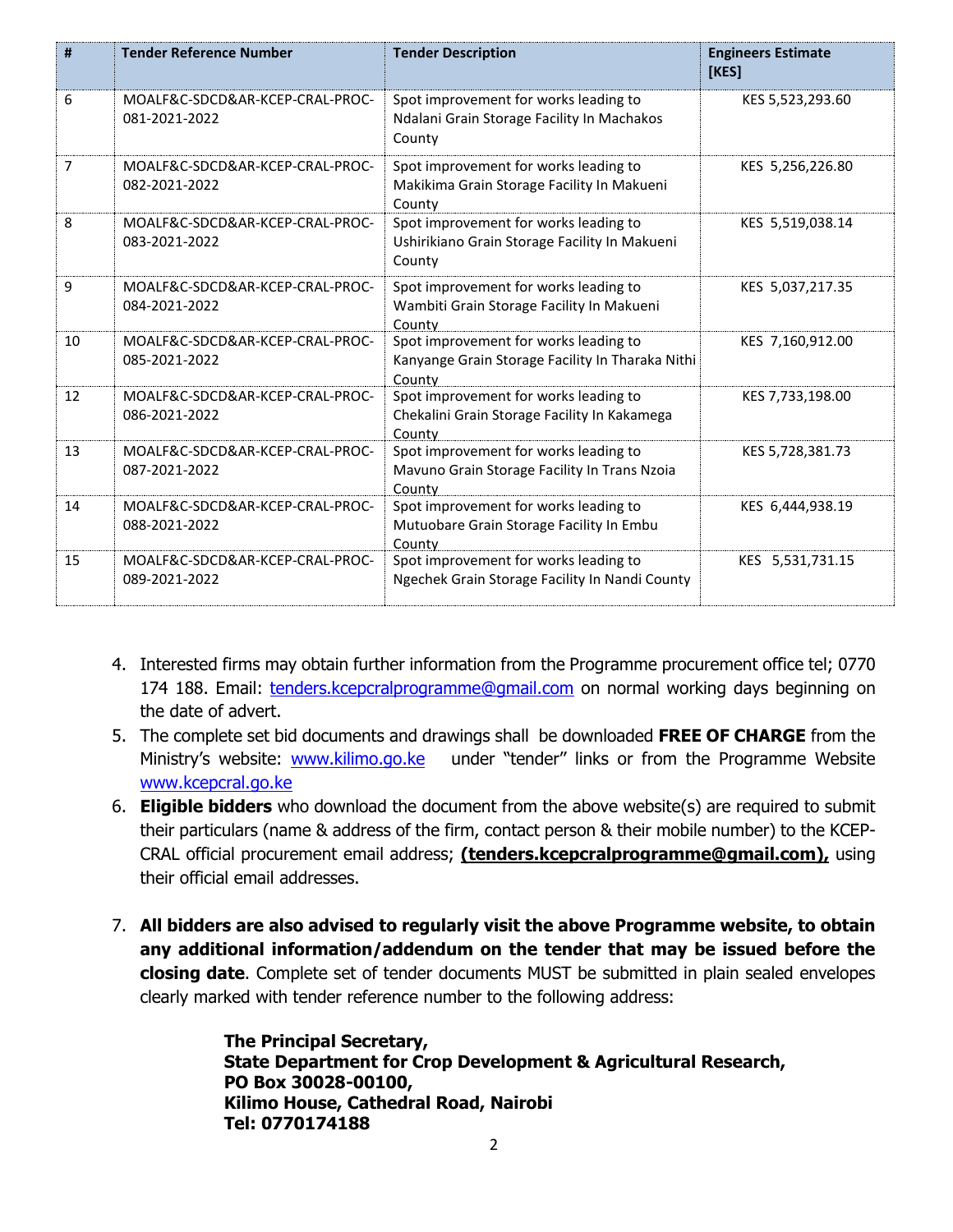| # | Tender Reference Number | Tender Description | Engineers Estimate [KES] |
|---|---|---|---|
| 6 | MOALF&C-SDCD&AR-KCEP-CRAL-PROC-081-2021-2022 | Spot improvement for works leading to Ndalani Grain Storage Facility In Machakos County | KES 5,523,293.60 |
| 7 | MOALF&C-SDCD&AR-KCEP-CRAL-PROC-082-2021-2022 | Spot improvement for works leading to Makikima Grain Storage Facility In Makueni County | KES 5,256,226.80 |
| 8 | MOALF&C-SDCD&AR-KCEP-CRAL-PROC-083-2021-2022 | Spot improvement for works leading to Ushirikiano Grain Storage Facility In Makueni County | KES 5,519,038.14 |
| 9 | MOALF&C-SDCD&AR-KCEP-CRAL-PROC-084-2021-2022 | Spot improvement for works leading to Wambiti Grain Storage Facility In Makueni County | KES 5,037,217.35 |
| 10 | MOALF&C-SDCD&AR-KCEP-CRAL-PROC-085-2021-2022 | Spot improvement for works leading to Kanyange Grain Storage Facility In Tharaka Nithi County | KES 7,160,912.00 |
| 12 | MOALF&C-SDCD&AR-KCEP-CRAL-PROC-086-2021-2022 | Spot improvement for works leading to Chekalini Grain Storage Facility In Kakamega County | KES 7,733,198.00 |
| 13 | MOALF&C-SDCD&AR-KCEP-CRAL-PROC-087-2021-2022 | Spot improvement for works leading to Mavuno Grain Storage Facility In Trans Nzoia County | KES 5,728,381.73 |
| 14 | MOALF&C-SDCD&AR-KCEP-CRAL-PROC-088-2021-2022 | Spot improvement for works leading to Mutuobare Grain Storage Facility In Embu County | KES 6,444,938.19 |
| 15 | MOALF&C-SDCD&AR-KCEP-CRAL-PROC-089-2021-2022 | Spot improvement for works leading to Ngechek Grain Storage Facility In Nandi County | KES 5,531,731.15 |

4. Interested firms may obtain further information from the Programme procurement office tel; 0770 174 188. Email: tenders.kcepcralprogramme@gmail.com on normal working days beginning on the date of advert.
5. The complete set bid documents and drawings shall be downloaded **FREE OF CHARGE** from the Ministry's website: www.kilimo.go.ke under "tender" links or from the Programme Website www.kcepcral.go.ke
6. **Eligible bidders** who download the document from the above website(s) are required to submit their particulars (name & address of the firm, contact person & their mobile number) to the KCEP-CRAL official procurement email address; **(tenders.kcepcralprogramme@gmail.com),** using their official email addresses.
7. **All bidders are also advised to regularly visit the above Programme website, to obtain any additional information/addendum on the tender that may be issued before the closing date**. Complete set of tender documents MUST be submitted in plain sealed envelopes clearly marked with tender reference number to the following address:

**The Principal Secretary,**
**State Department for Crop Development & Agricultural Research,**
**PO Box 30028-00100,**
**Kilimo House, Cathedral Road, Nairobi**
**Tel: 0770174188**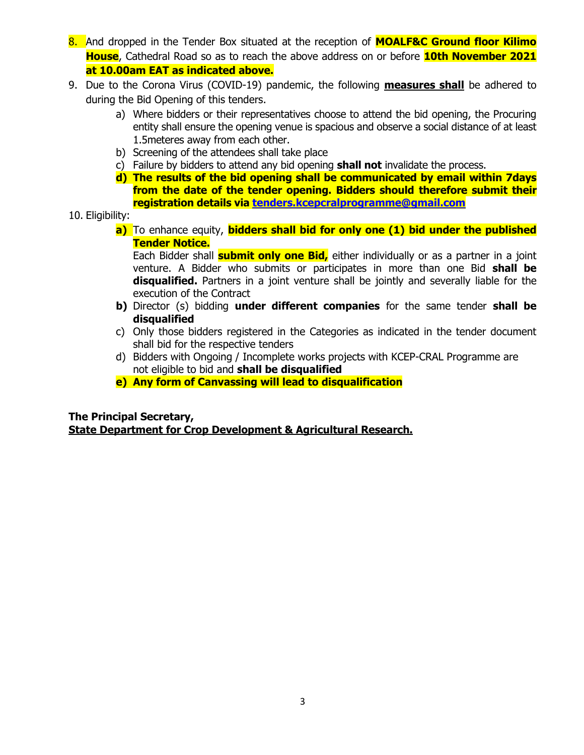8. And dropped in the Tender Box situated at the reception of **MOALF&C Ground floor Kilimo House**, Cathedral Road so as to reach the above address on or before **10th November 2021 at 10.00am EAT as indicated above.**

9. Due to the Corona Virus (COVID-19) pandemic, the following **measures shall** be adhered to during the Bid Opening of this tenders.
   a) Where bidders or their representatives choose to attend the bid opening, the Procuring entity shall ensure the opening venue is spacious and observe a social distance of at least 1.5meteres away from each other.
   b) Screening of the attendees shall take place
   c) Failure by bidders to attend any bid opening **shall not** invalidate the process.
   **d) The results of the bid opening shall be communicated by email within 7days from the date of the tender opening. Bidders should therefore submit their registration details via tenders.kcepcralprogramme@gmail.com**

10. Eligibility:
    **a)** To enhance equity, **bidders shall bid for only one (1) bid under the published Tender Notice.**
    Each Bidder shall **submit only one Bid,** either individually or as a partner in a joint venture. A Bidder who submits or participates in more than one Bid **shall be disqualified.** Partners in a joint venture shall be jointly and severally liable for the execution of the Contract
    **b)** Director (s) bidding **under different companies** for the same tender **shall be disqualified**
    c) Only those bidders registered in the Categories as indicated in the tender document shall bid for the respective tenders
    d) Bidders with Ongoing / Incomplete works projects with KCEP-CRAL Programme are not eligible to bid and **shall be disqualified**
    **e) Any form of Canvassing will lead to disqualification**

**The Principal Secretary,**
**State Department for Crop Development & Agricultural Research.**